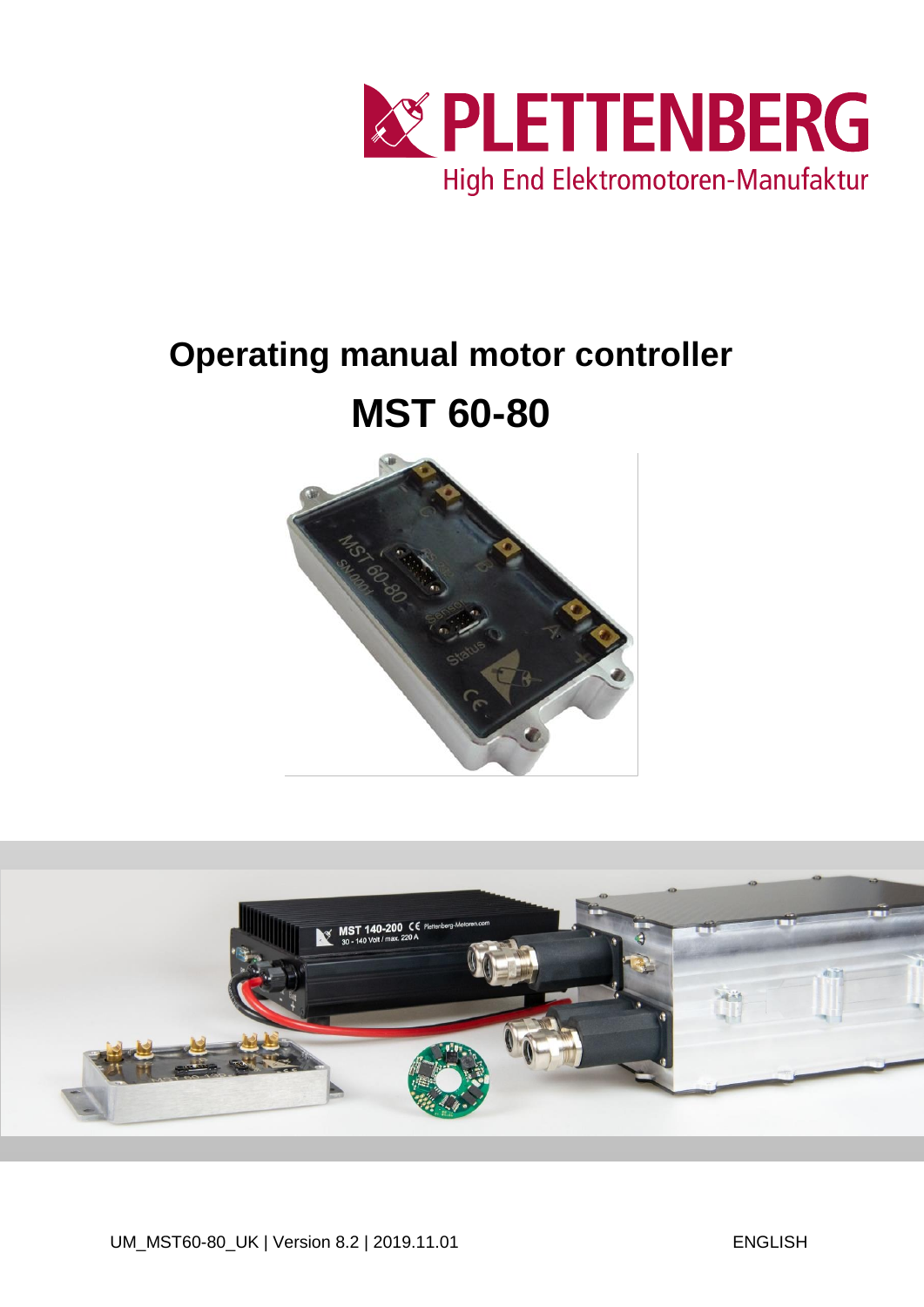PLETTENBERG

High End Elektromotoren-Manufaktur

# Operating manual motor controller

# MST 60-80

UM_MST60-80_UK | Version 8.2 | 2019.11.01 ENGLISH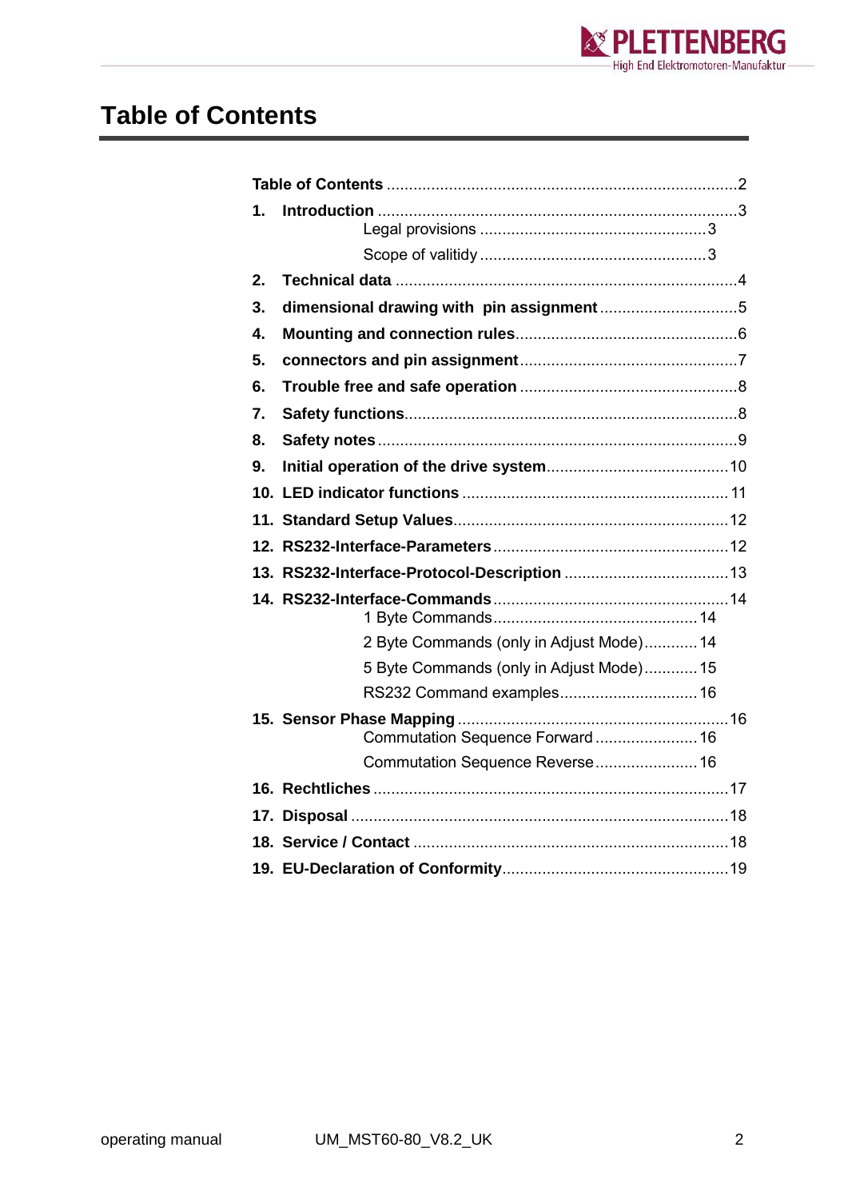# Table of Contents

| | |
|---|---|
| **Table of Contents** | 2 |
| **1. Introduction** | 3 |
| Legal provisions | 3 |
| Scope of valitidy | 3 |
| **2. Technical data** | 4 |
| **3. dimensional drawing with pin assignment** | 5 |
| **4. Mounting and connection rules** | 6 |
| **5. connectors and pin assignment** | 7 |
| **6. Trouble free and safe operation** | 8 |
| **7. Safety functions** | 8 |
| **8. Safety notes** | 9 |
| **9. Initial operation of the drive system** | 10 |
| **10. LED indicator functions** | 11 |
| **11. Standard Setup Values** | 12 |
| **12. RS232-Interface-Parameters** | 12 |
| **13. RS232-Interface-Protocol-Description** | 13 |
| **14. RS232-Interface-Commands** | 14 |
| 1 Byte Commands | 14 |
| 2 Byte Commands (only in Adjust Mode) | 14 |
| 5 Byte Commands (only in Adjust Mode) | 15 |
| RS232 Command examples | 16 |
| **15. Sensor Phase Mapping** | 16 |
| Commutation Sequence Forward | 16 |
| Commutation Sequence Reverse | 16 |
| **16. Rechtliches** | 17 |
| **17. Disposal** | 18 |
| **18. Service / Contact** | 18 |
| **19. EU-Declaration of Conformity** | 19 |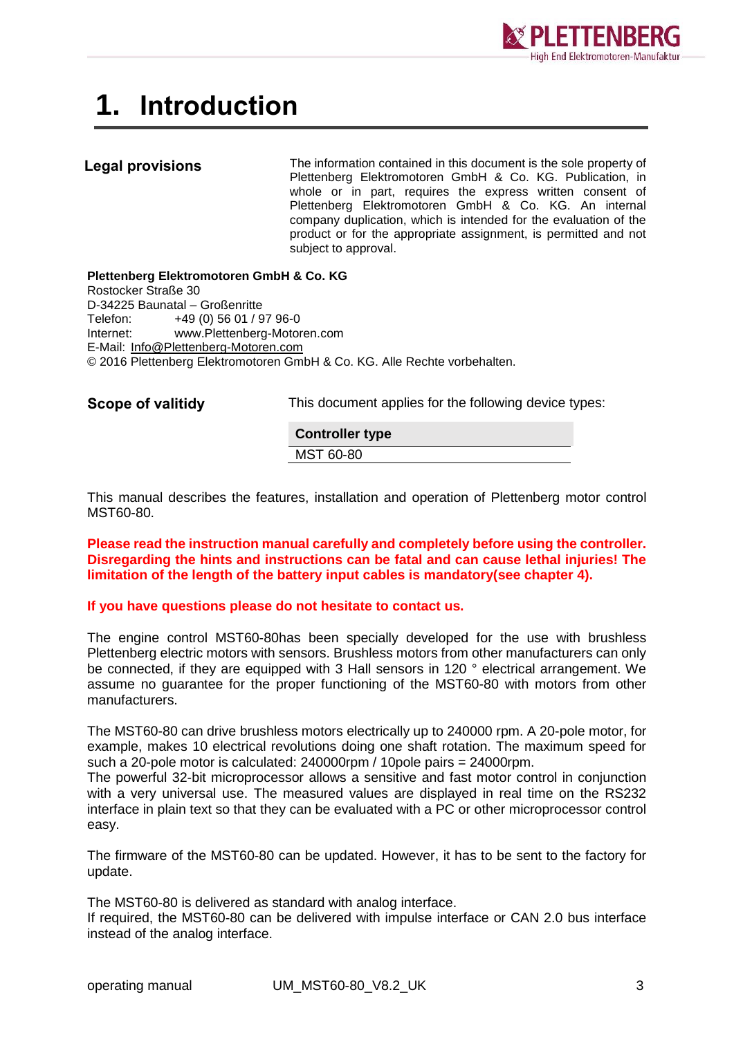# 1. Introduction

**Legal provisions**

The information contained in this document is the sole property of Plettenberg Elektromotoren GmbH & Co. KG. Publication, in whole or in part, requires the express written consent of Plettenberg Elektromotoren GmbH & Co. KG. An internal company duplication, which is intended for the evaluation of the product or for the appropriate assignment, is permitted and not subject to approval.

**Plettenberg Elektromotoren GmbH & Co. KG**
Rostocker Straße 30
D-34225 Baunatal – Großenritte
Telefon: +49 (0) 56 01 / 97 96-0
Internet: www.Plettenberg-Motoren.com
E-Mail: Info@Plettenberg-Motoren.com
© 2016 Plettenberg Elektromotoren GmbH & Co. KG. Alle Rechte vorbehalten.

**Scope of valitidy**

This document applies for the following device types:

| Controller type |
|---|
| MST 60-80 |

This manual describes the features, installation and operation of Plettenberg motor control MST60-80.

**Please read the instruction manual carefully and completely before using the controller. Disregarding the hints and instructions can be fatal and can cause lethal injuries! The limitation of the length of the battery input cables is mandatory(see chapter 4).**

**If you have questions please do not hesitate to contact us.**

The engine control MST60-80has been specially developed for the use with brushless Plettenberg electric motors with sensors. Brushless motors from other manufacturers can only be connected, if they are equipped with 3 Hall sensors in 120 ° electrical arrangement. We assume no guarantee for the proper functioning of the MST60-80 with motors from other manufacturers.

The MST60-80 can drive brushless motors electrically up to 240000 rpm. A 20-pole motor, for example, makes 10 electrical revolutions doing one shaft rotation. The maximum speed for such a 20-pole motor is calculated: 240000rpm / 10pole pairs = 24000rpm.
The powerful 32-bit microprocessor allows a sensitive and fast motor control in conjunction with a very universal use. The measured values are displayed in real time on the RS232 interface in plain text so that they can be evaluated with a PC or other microprocessor control easy.

The firmware of the MST60-80 can be updated. However, it has to be sent to the factory for update.

The MST60-80 is delivered as standard with analog interface.
If required, the MST60-80 can be delivered with impulse interface or CAN 2.0 bus interface instead of the analog interface.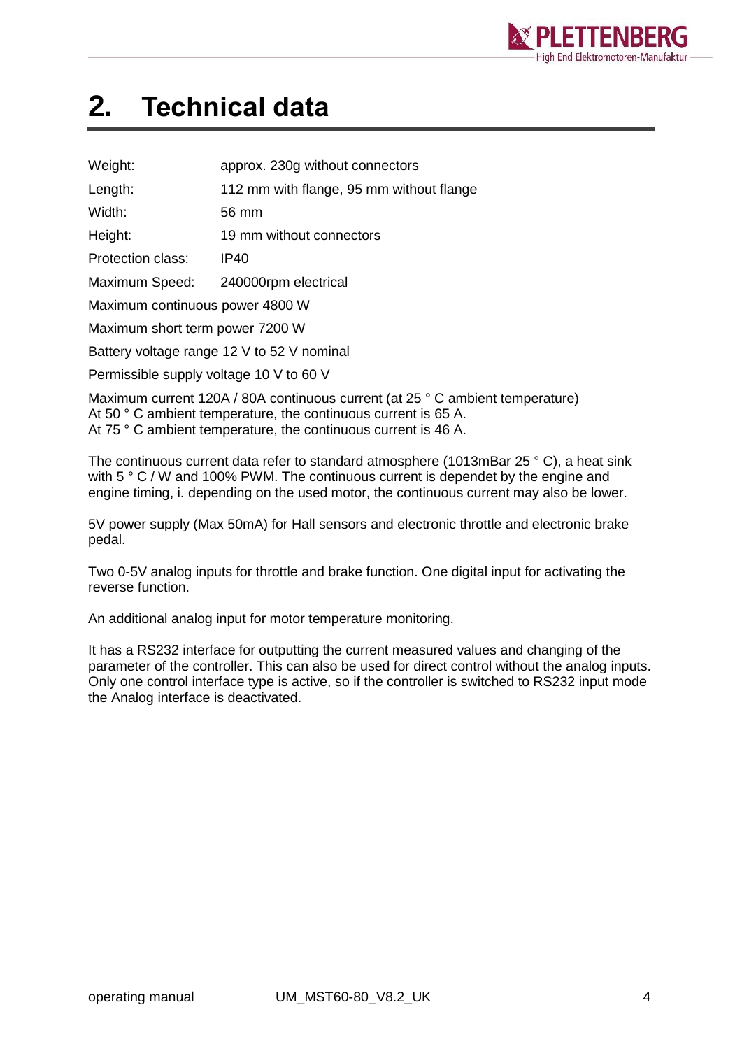# 2. Technical data

| | |
|---|---|
| Weight: | approx. 230g without connectors |
| Length: | 112 mm with flange, 95 mm without flange |
| Width: | 56 mm |
| Height: | 19 mm without connectors |
| Protection class: | IP40 |
| Maximum Speed: | 240000rpm electrical |

Maximum continuous power 4800 W

Maximum short term power 7200 W

Battery voltage range 12 V to 52 V nominal

Permissible supply voltage 10 V to 60 V

Maximum current 120A / 80A continuous current (at 25 ° C ambient temperature)
At 50 ° C ambient temperature, the continuous current is 65 A.
At 75 ° C ambient temperature, the continuous current is 46 A.

The continuous current data refer to standard atmosphere (1013mBar 25 ° C), a heat sink with 5 ° C / W and 100% PWM. The continuous current is dependet by the engine and engine timing, i. depending on the used motor, the continuous current may also be lower.

5V power supply (Max 50mA) for Hall sensors and electronic throttle and electronic brake pedal.

Two 0-5V analog inputs for throttle and brake function. One digital input for activating the reverse function.

An additional analog input for motor temperature monitoring.

It has a RS232 interface for outputting the current measured values and changing of the parameter of the controller. This can also be used for direct control without the analog inputs. Only one control interface type is active, so if the controller is switched to RS232 input mode the Analog interface is deactivated.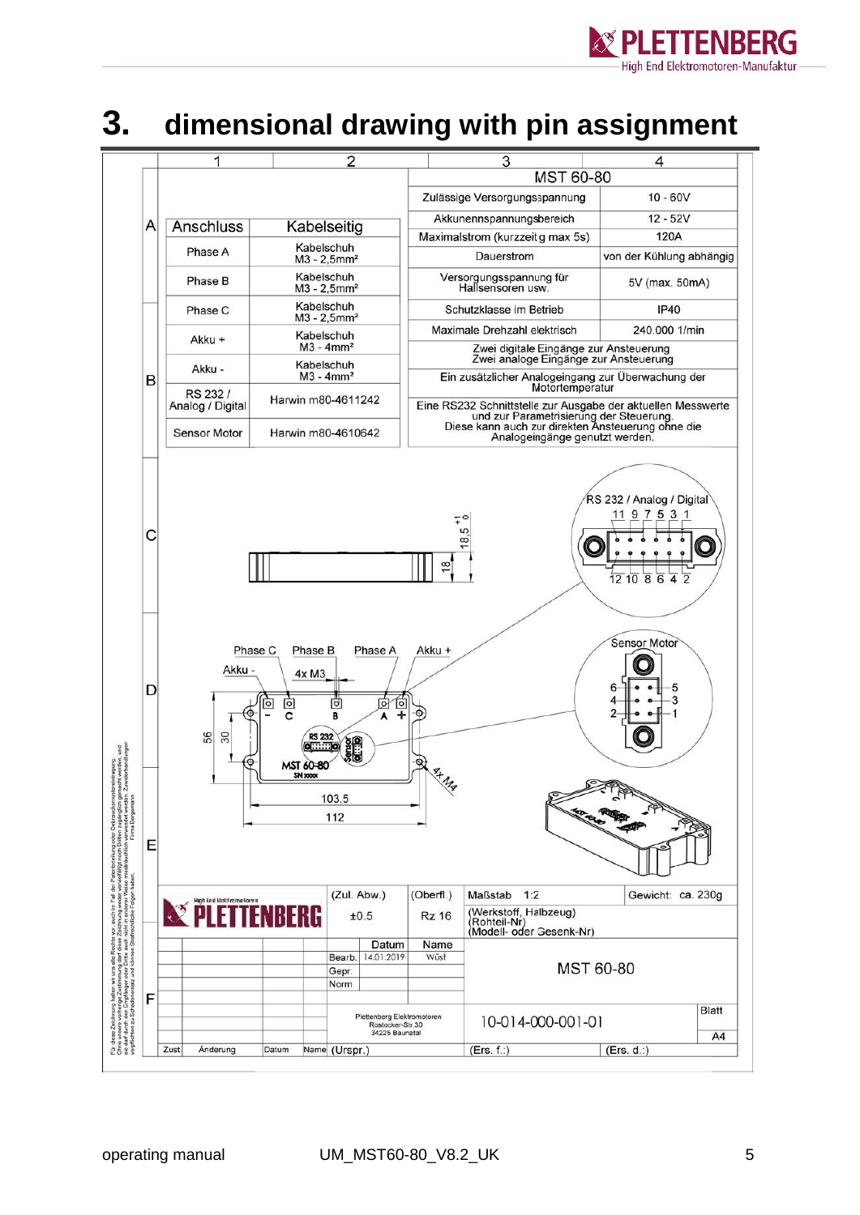# 3. dimensional drawing with pin assignment

**MST 60-80**

| Zulässige Versorgungsspannung | 10 - 60V |
|---|---|
| Akkunennspannungsbereich | 12 - 52V |
| Maximalstrom (kurzzeitg max 5s) | 120A |
| Dauerstrom | von der Kühlung abhängig |
| Versorgungsspannung für Hallsensoren usw. | 5V (max. 50mA) |
| Schutzklasse im Betrieb | IP40 |
| Maximale Drehzahl elektrisch | 240.000 1/min |

Zwei digitale Eingänge zur Ansteuerung
Zwei analoge Eingänge zur Ansteuerung

Ein zusätzlicher Analogeingang zur Überwachung der Motortemperatur

Eine RS232 Schnittstelle zur Ausgabe der aktuellen Messwerte und zur Parametrisierung der Steuerung.
Diese kann auch zur direkten Ansteuerung ohne die Analogeingänge genutzt werden.

| Anschluss | Kabelseitig |
|---|---|
| Phase A | Kabelschuh M3 - 2,5mm² |
| Phase B | Kabelschuh M3 - 2,5mm² |
| Phase C | Kabelschuh M3 - 2,5mm² |
| Akku + | Kabelschuh M3 - 4mm² |
| Akku - | Kabelschuh M3 - 4mm² |
| RS 232 / Analog / Digital | Harwin m80-4611242 |
| Sensor Motor | Harwin m80-4610642 |

RS 232 / Analog / Digital: 11 9 7 5 3 1 / 12 10 8 6 4 2

Sensor Motor: 6 5 / 4 3 / 2 1

Dimensions: 18, $18{,}5^{+1}_{0}$, 56, 30, 103.5, 112, 4x M3, 4x M4

Labels: Phase C, Phase B, Phase A, Akku +, Akku -

| (Zul. Abw.) | (Oberfl.) | Maßstab 1:2 | Gewicht: ca. 230g |
|---|---|---|---|
| ±0.5 | Rz 16 | (Werkstoff, Halbzeug) (Rohteil-Nr) (Modell- oder Gesenk-Nr) | |

| | Datum | Name |
|---|---|---|
| Bearb. | 14.01.2019 | Wüst |
| Gepr. | | |
| Norm | | |

MST 60-80

Plettenberg Elektromotoren, Rostocker-Str.30, 34225 Baunatal

10-014-000-001-01 — Blatt A4

Zust | Änderung | Datum | Name | (Urspr.) | (Ers. f.:) | (Ers. d.:)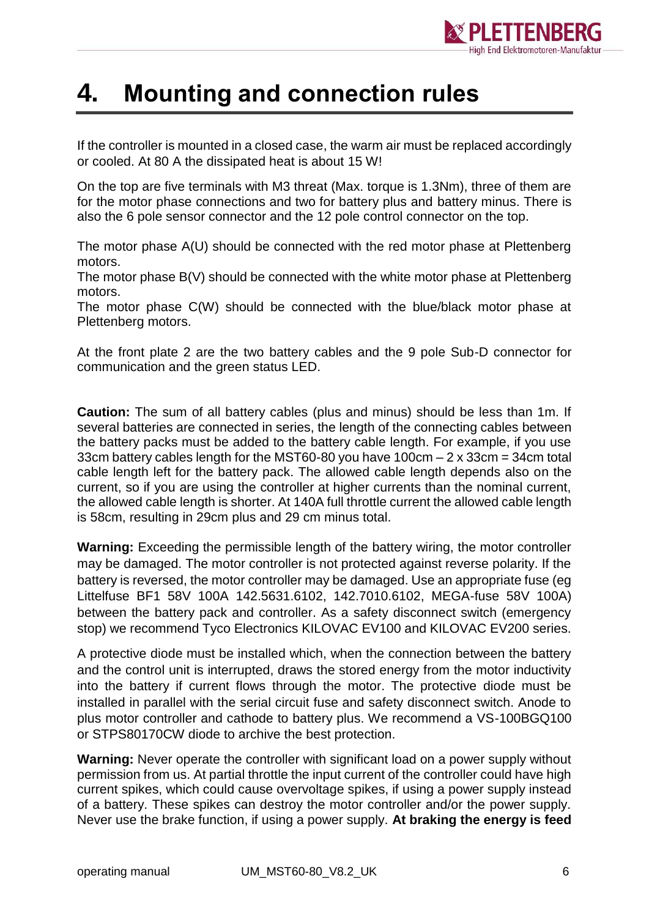# 4. Mounting and connection rules

If the controller is mounted in a closed case, the warm air must be replaced accordingly or cooled. At 80 A the dissipated heat is about 15 W!

On the top are five terminals with M3 threat (Max. torque is 1.3Nm), three of them are for the motor phase connections and two for battery plus and battery minus. There is also the 6 pole sensor connector and the 12 pole control connector on the top.

The motor phase A(U) should be connected with the red motor phase at Plettenberg motors.
The motor phase B(V) should be connected with the white motor phase at Plettenberg motors.
The motor phase C(W) should be connected with the blue/black motor phase at Plettenberg motors.

At the front plate 2 are the two battery cables and the 9 pole Sub-D connector for communication and the green status LED.

**Caution:** The sum of all battery cables (plus and minus) should be less than 1m. If several batteries are connected in series, the length of the connecting cables between the battery packs must be added to the battery cable length. For example, if you use 33cm battery cables length for the MST60-80 you have 100cm – 2 x 33cm = 34cm total cable length left for the battery pack. The allowed cable length depends also on the current, so if you are using the controller at higher currents than the nominal current, the allowed cable length is shorter. At 140A full throttle current the allowed cable length is 58cm, resulting in 29cm plus and 29 cm minus total.

**Warning:** Exceeding the permissible length of the battery wiring, the motor controller may be damaged. The motor controller is not protected against reverse polarity. If the battery is reversed, the motor controller may be damaged. Use an appropriate fuse (eg Littelfuse BF1 58V 100A 142.5631.6102, 142.7010.6102, MEGA-fuse 58V 100A) between the battery pack and controller. As a safety disconnect switch (emergency stop) we recommend Tyco Electronics KILOVAC EV100 and KILOVAC EV200 series.

A protective diode must be installed which, when the connection between the battery and the control unit is interrupted, draws the stored energy from the motor inductivity into the battery if current flows through the motor. The protective diode must be installed in parallel with the serial circuit fuse and safety disconnect switch. Anode to plus motor controller and cathode to battery plus. We recommend a VS-100BGQ100 or STPS80170CW diode to archive the best protection.

**Warning:** Never operate the controller with significant load on a power supply without permission from us. At partial throttle the input current of the controller could have high current spikes, which could cause overvoltage spikes, if using a power supply instead of a battery. These spikes can destroy the motor controller and/or the power supply. Never use the brake function, if using a power supply. **At braking the energy is feed**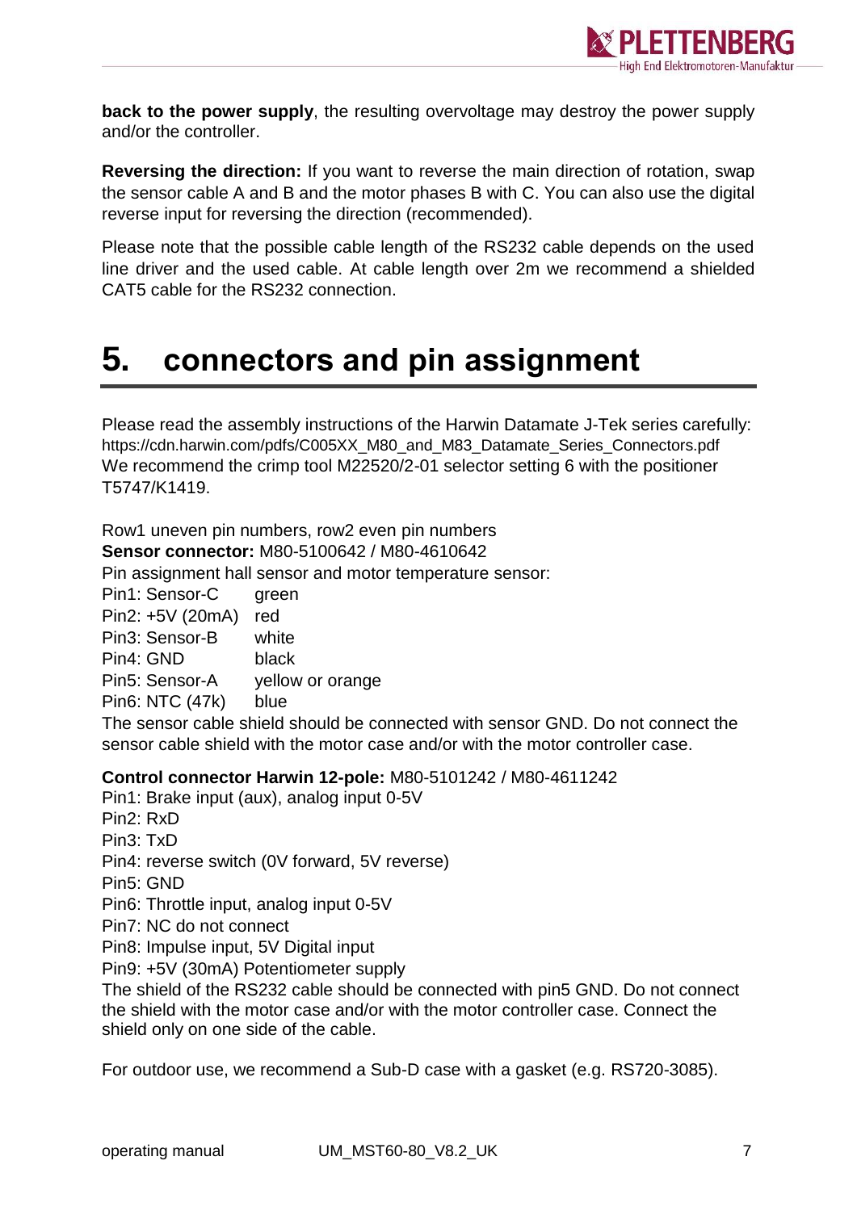**back to the power supply**, the resulting overvoltage may destroy the power supply and/or the controller.

**Reversing the direction:** If you want to reverse the main direction of rotation, swap the sensor cable A and B and the motor phases B with C. You can also use the digital reverse input for reversing the direction (recommended).

Please note that the possible cable length of the RS232 cable depends on the used line driver and the used cable. At cable length over 2m we recommend a shielded CAT5 cable for the RS232 connection.

# 5. connectors and pin assignment

Please read the assembly instructions of the Harwin Datamate J-Tek series carefully:
https://cdn.harwin.com/pdfs/C005XX_M80_and_M83_Datamate_Series_Connectors.pdf
We recommend the crimp tool M22520/2-01 selector setting 6 with the positioner T5747/K1419.

Row1 uneven pin numbers, row2 even pin numbers
**Sensor connector:** M80-5100642 / M80-4610642
Pin assignment hall sensor and motor temperature sensor:

| | |
|---|---|
| Pin1: Sensor-C | green |
| Pin2: +5V (20mA) | red |
| Pin3: Sensor-B | white |
| Pin4: GND | black |
| Pin5: Sensor-A | yellow or orange |
| Pin6: NTC (47k) | blue |

The sensor cable shield should be connected with sensor GND. Do not connect the sensor cable shield with the motor case and/or with the motor controller case.

**Control connector Harwin 12-pole:** M80-5101242 / M80-4611242
Pin1: Brake input (aux), analog input 0-5V
Pin2: RxD
Pin3: TxD
Pin4: reverse switch (0V forward, 5V reverse)
Pin5: GND
Pin6: Throttle input, analog input 0-5V
Pin7: NC do not connect
Pin8: Impulse input, 5V Digital input
Pin9: +5V (30mA) Potentiometer supply
The shield of the RS232 cable should be connected with pin5 GND. Do not connect the shield with the motor case and/or with the motor controller case. Connect the shield only on one side of the cable.

For outdoor use, we recommend a Sub-D case with a gasket (e.g. RS720-3085).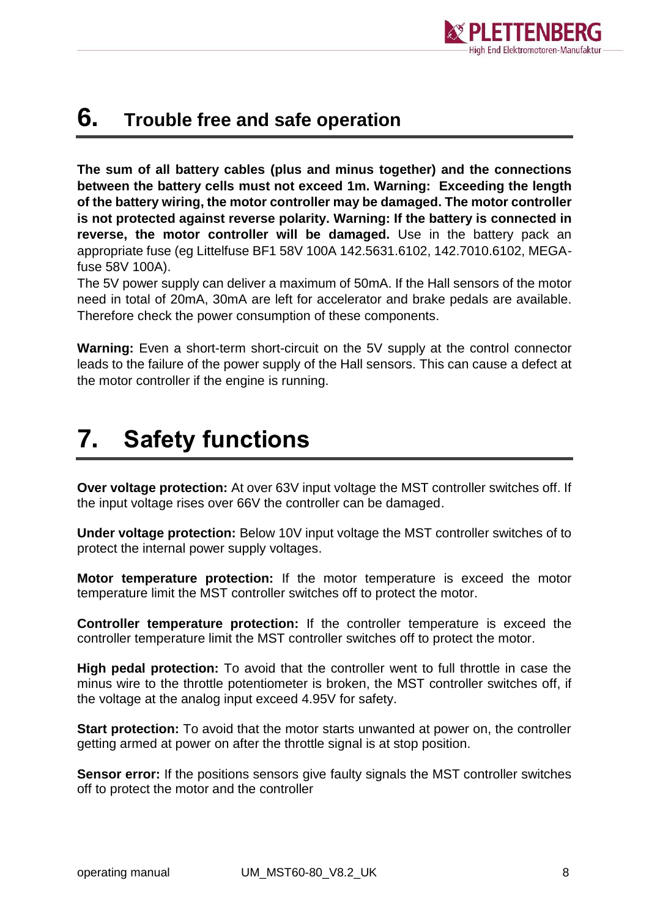# 6. Trouble free and safe operation

**The sum of all battery cables (plus and minus together) and the connections between the battery cells must not exceed 1m. Warning: Exceeding the length of the battery wiring, the motor controller may be damaged. The motor controller is not protected against reverse polarity. Warning: If the battery is connected in reverse, the motor controller will be damaged.** Use in the battery pack an appropriate fuse (eg Littelfuse BF1 58V 100A 142.5631.6102, 142.7010.6102, MEGA-fuse 58V 100A).

The 5V power supply can deliver a maximum of 50mA. If the Hall sensors of the motor need in total of 20mA, 30mA are left for accelerator and brake pedals are available. Therefore check the power consumption of these components.

**Warning:** Even a short-term short-circuit on the 5V supply at the control connector leads to the failure of the power supply of the Hall sensors. This can cause a defect at the motor controller if the engine is running.

# 7. Safety functions

**Over voltage protection:** At over 63V input voltage the MST controller switches off. If the input voltage rises over 66V the controller can be damaged.

**Under voltage protection:** Below 10V input voltage the MST controller switches of to protect the internal power supply voltages.

**Motor temperature protection:** If the motor temperature is exceed the motor temperature limit the MST controller switches off to protect the motor.

**Controller temperature protection:** If the controller temperature is exceed the controller temperature limit the MST controller switches off to protect the motor.

**High pedal protection:** To avoid that the controller went to full throttle in case the minus wire to the throttle potentiometer is broken, the MST controller switches off, if the voltage at the analog input exceed 4.95V for safety.

**Start protection:** To avoid that the motor starts unwanted at power on, the controller getting armed at power on after the throttle signal is at stop position.

**Sensor error:** If the positions sensors give faulty signals the MST controller switches off to protect the motor and the controller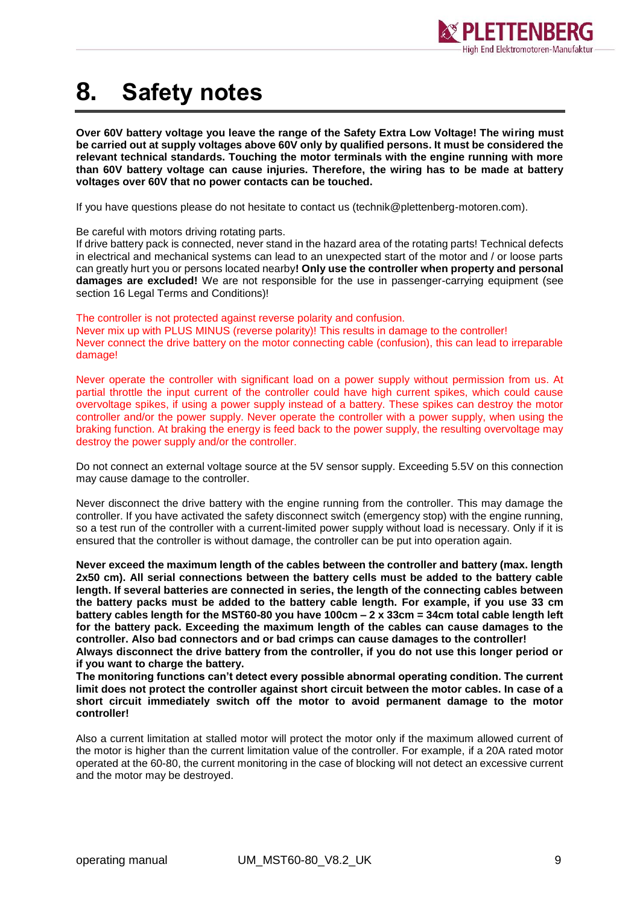# 8. Safety notes

**Over 60V battery voltage you leave the range of the Safety Extra Low Voltage! The wiring must be carried out at supply voltages above 60V only by qualified persons. It must be considered the relevant technical standards. Touching the motor terminals with the engine running with more than 60V battery voltage can cause injuries. Therefore, the wiring has to be made at battery voltages over 60V that no power contacts can be touched.**

If you have questions please do not hesitate to contact us (technik@plettenberg-motoren.com).

Be careful with motors driving rotating parts.
If drive battery pack is connected, never stand in the hazard area of the rotating parts! Technical defects in electrical and mechanical systems can lead to an unexpected start of the motor and / or loose parts can greatly hurt you or persons located nearby**! Only use the controller when property and personal damages are excluded!** We are not responsible for the use in passenger-carrying equipment (see section 16 Legal Terms and Conditions)!

The controller is not protected against reverse polarity and confusion.
Never mix up with PLUS MINUS (reverse polarity)! This results in damage to the controller!
Never connect the drive battery on the motor connecting cable (confusion), this can lead to irreparable damage!

Never operate the controller with significant load on a power supply without permission from us. At partial throttle the input current of the controller could have high current spikes, which could cause overvoltage spikes, if using a power supply instead of a battery. These spikes can destroy the motor controller and/or the power supply. Never operate the controller with a power supply, when using the braking function. At braking the energy is feed back to the power supply, the resulting overvoltage may destroy the power supply and/or the controller.

Do not connect an external voltage source at the 5V sensor supply. Exceeding 5.5V on this connection may cause damage to the controller.

Never disconnect the drive battery with the engine running from the controller. This may damage the controller. If you have activated the safety disconnect switch (emergency stop) with the engine running, so a test run of the controller with a current-limited power supply without load is necessary. Only if it is ensured that the controller is without damage, the controller can be put into operation again.

**Never exceed the maximum length of the cables between the controller and battery (max. length 2x50 cm). All serial connections between the battery cells must be added to the battery cable length. If several batteries are connected in series, the length of the connecting cables between the battery packs must be added to the battery cable length. For example, if you use 33 cm battery cables length for the MST60-80 you have 100cm – 2 x 33cm = 34cm total cable length left for the battery pack. Exceeding the maximum length of the cables can cause damages to the controller. Also bad connectors and or bad crimps can cause damages to the controller!**
**Always disconnect the drive battery from the controller, if you do not use this longer period or if you want to charge the battery.**
**The monitoring functions can't detect every possible abnormal operating condition. The current limit does not protect the controller against short circuit between the motor cables. In case of a short circuit immediately switch off the motor to avoid permanent damage to the motor controller!**

Also a current limitation at stalled motor will protect the motor only if the maximum allowed current of the motor is higher than the current limitation value of the controller. For example, if a 20A rated motor operated at the 60-80, the current monitoring in the case of blocking will not detect an excessive current and the motor may be destroyed.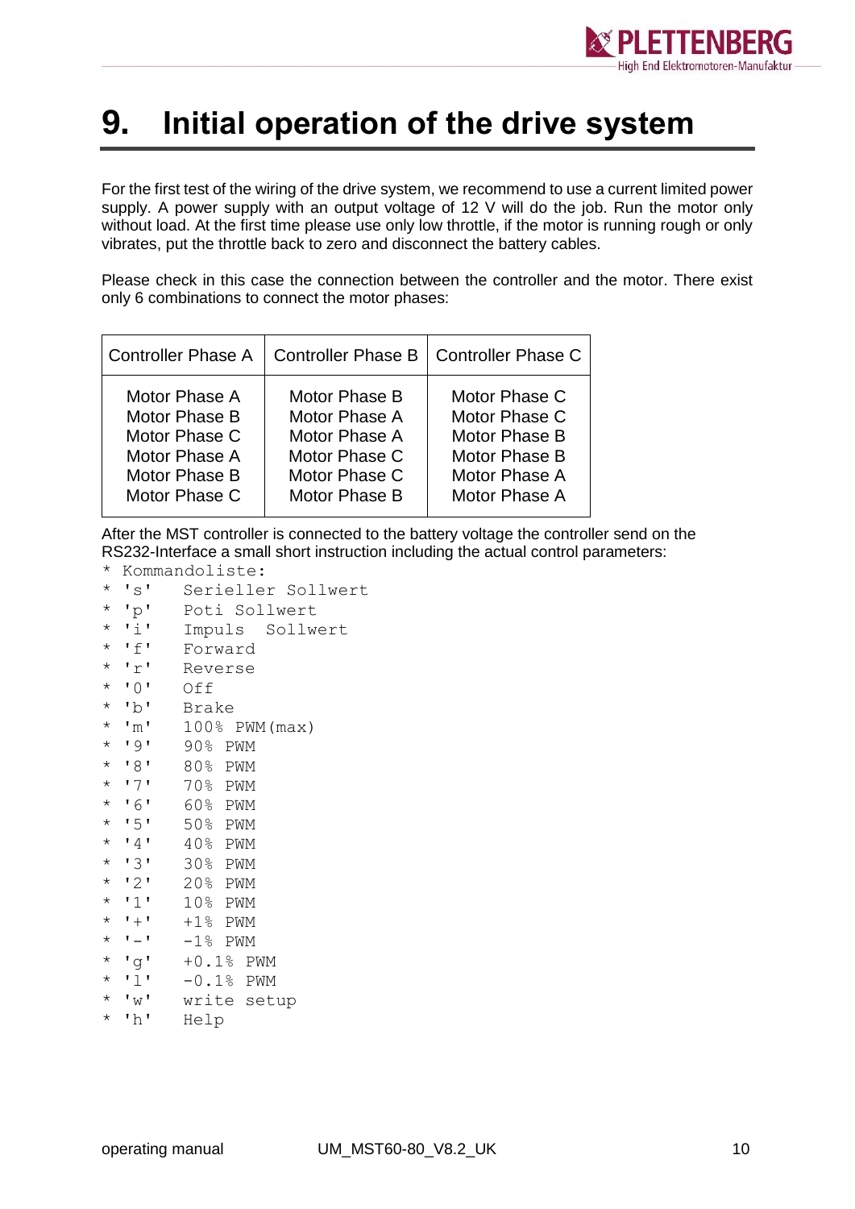# 9. Initial operation of the drive system

For the first test of the wiring of the drive system, we recommend to use a current limited power supply. A power supply with an output voltage of 12 V will do the job. Run the motor only without load. At the first time please use only low throttle, if the motor is running rough or only vibrates, put the throttle back to zero and disconnect the battery cables.

Please check in this case the connection between the controller and the motor. There exist only 6 combinations to connect the motor phases:

| Controller Phase A | Controller Phase B | Controller Phase C |
|---|---|---|
| Motor Phase A | Motor Phase B | Motor Phase C |
| Motor Phase B | Motor Phase A | Motor Phase C |
| Motor Phase C | Motor Phase A | Motor Phase B |
| Motor Phase A | Motor Phase C | Motor Phase B |
| Motor Phase B | Motor Phase C | Motor Phase A |
| Motor Phase C | Motor Phase B | Motor Phase A |

After the MST controller is connected to the battery voltage the controller send on the RS232-Interface a small short instruction including the actual control parameters:

```
* Kommandoliste:
* 's'   Serieller Sollwert
* 'p'   Poti Sollwert
* 'i'   Impuls  Sollwert
* 'f'   Forward
* 'r'   Reverse
* '0'   Off
* 'b'   Brake
* 'm'   100% PWM(max)
* '9'   90% PWM
* '8'   80% PWM
* '7'   70% PWM
* '6'   60% PWM
* '5'   50% PWM
* '4'   40% PWM
* '3'   30% PWM
* '2'   20% PWM
* '1'   10% PWM
* '+'   +1% PWM
* '-'   -1% PWM
* 'g'   +0.1% PWM
* 'l'   -0.1% PWM
* 'w'   write setup
* 'h'   Help
```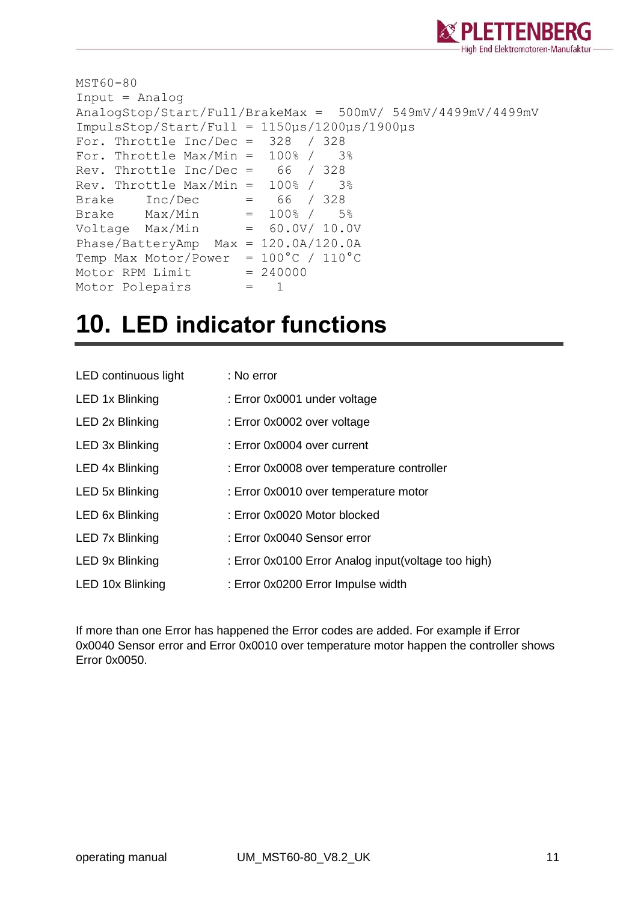```
MST60-80
Input = Analog
AnalogStop/Start/Full/BrakeMax =  500mV/ 549mV/4499mV/4499mV
ImpulsStop/Start/Full = 1150µs/1200µs/1900µs
For. Throttle Inc/Dec =  328  / 328
For. Throttle Max/Min =  100% /   3%
Rev. Throttle Inc/Dec =   66  / 328
Rev. Throttle Max/Min =  100% /   3%
Brake    Inc/Dec      =   66  / 328
Brake    Max/Min      =  100% /   5%
Voltage  Max/Min      =  60.0V/ 10.0V
Phase/BatteryAmp  Max = 120.0A/120.0A
Temp Max Motor/Power  = 100°C / 110°C
Motor RPM Limit       = 240000
Motor Polepairs       =   1
```

# 10. LED indicator functions

| | |
|---|---|
| LED continuous light | : No error |
| LED 1x Blinking | : Error 0x0001 under voltage |
| LED 2x Blinking | : Error 0x0002 over voltage |
| LED 3x Blinking | : Error 0x0004 over current |
| LED 4x Blinking | : Error 0x0008 over temperature controller |
| LED 5x Blinking | : Error 0x0010 over temperature motor |
| LED 6x Blinking | : Error 0x0020 Motor blocked |
| LED 7x Blinking | : Error 0x0040 Sensor error |
| LED 9x Blinking | : Error 0x0100 Error Analog input(voltage too high) |
| LED 10x Blinking | : Error 0x0200 Error Impulse width |

If more than one Error has happened the Error codes are added. For example if Error 0x0040 Sensor error and Error 0x0010 over temperature motor happen the controller shows Error 0x0050.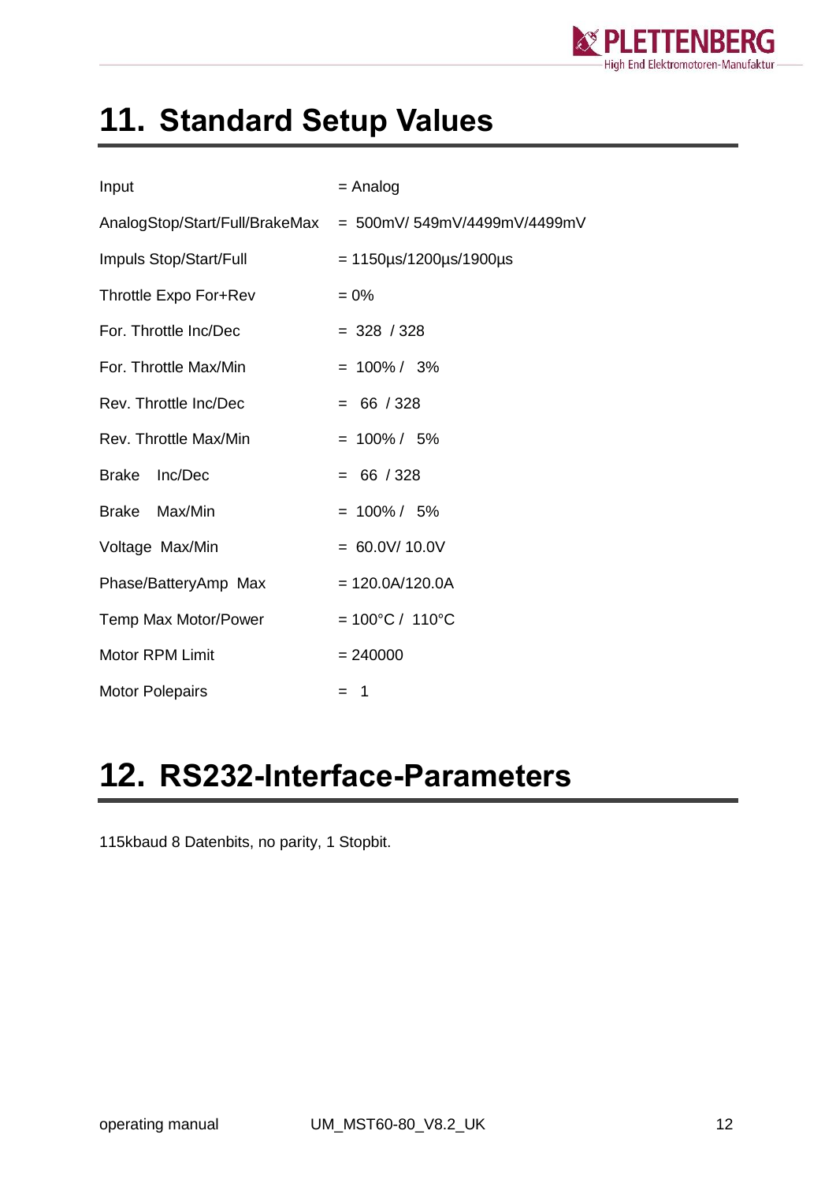# 11. Standard Setup Values

| | |
|---|---|
| Input | = Analog |
| AnalogStop/Start/Full/BrakeMax | = 500mV/ 549mV/4499mV/4499mV |
| Impuls Stop/Start/Full | = 1150µs/1200µs/1900µs |
| Throttle Expo For+Rev | = 0% |
| For. Throttle Inc/Dec | = 328 / 328 |
| For. Throttle Max/Min | = 100% / 3% |
| Rev. Throttle Inc/Dec | = 66 / 328 |
| Rev. Throttle Max/Min | = 100% / 5% |
| Brake Inc/Dec | = 66 / 328 |
| Brake Max/Min | = 100% / 5% |
| Voltage Max/Min | = 60.0V/ 10.0V |
| Phase/BatteryAmp Max | = 120.0A/120.0A |
| Temp Max Motor/Power | = 100°C / 110°C |
| Motor RPM Limit | = 240000 |
| Motor Polepairs | = 1 |

# 12. RS232-Interface-Parameters

115kbaud 8 Datenbits, no parity, 1 Stopbit.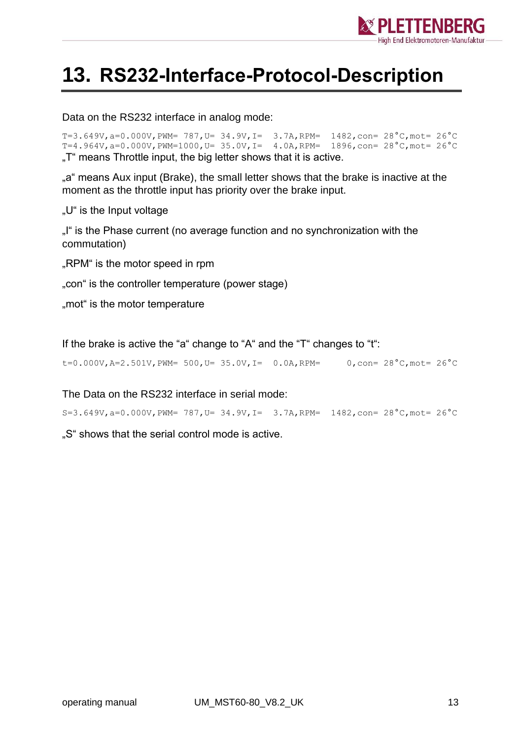# 13. RS232-Interface-Protocol-Description

Data on the RS232 interface in analog mode:

```
T=3.649V,a=0.000V,PWM= 787,U= 34.9V,I=  3.7A,RPM=  1482,con= 28°C,mot= 26°C
T=4.964V,a=0.000V,PWM=1000,U= 35.0V,I=  4.0A,RPM=  1896,con= 28°C,mot= 26°C
```

„T“ means Throttle input, the big letter shows that it is active.

„a“ means Aux input (Brake), the small letter shows that the brake is inactive at the moment as the throttle input has priority over the brake input.

„U“ is the Input voltage

„I“ is the Phase current (no average function and no synchronization with the commutation)

„RPM“ is the motor speed in rpm

„con“ is the controller temperature (power stage)

„mot“ is the motor temperature

If the brake is active the “a“ change to “A“ and the “T“ changes to “t“:

```
t=0.000V,A=2.501V,PWM= 500,U= 35.0V,I=  0.0A,RPM=     0,con= 28°C,mot= 26°C
```

The Data on the RS232 interface in serial mode:

```
S=3.649V,a=0.000V,PWM= 787,U= 34.9V,I=  3.7A,RPM=  1482,con= 28°C,mot= 26°C
```

„S“ shows that the serial control mode is active.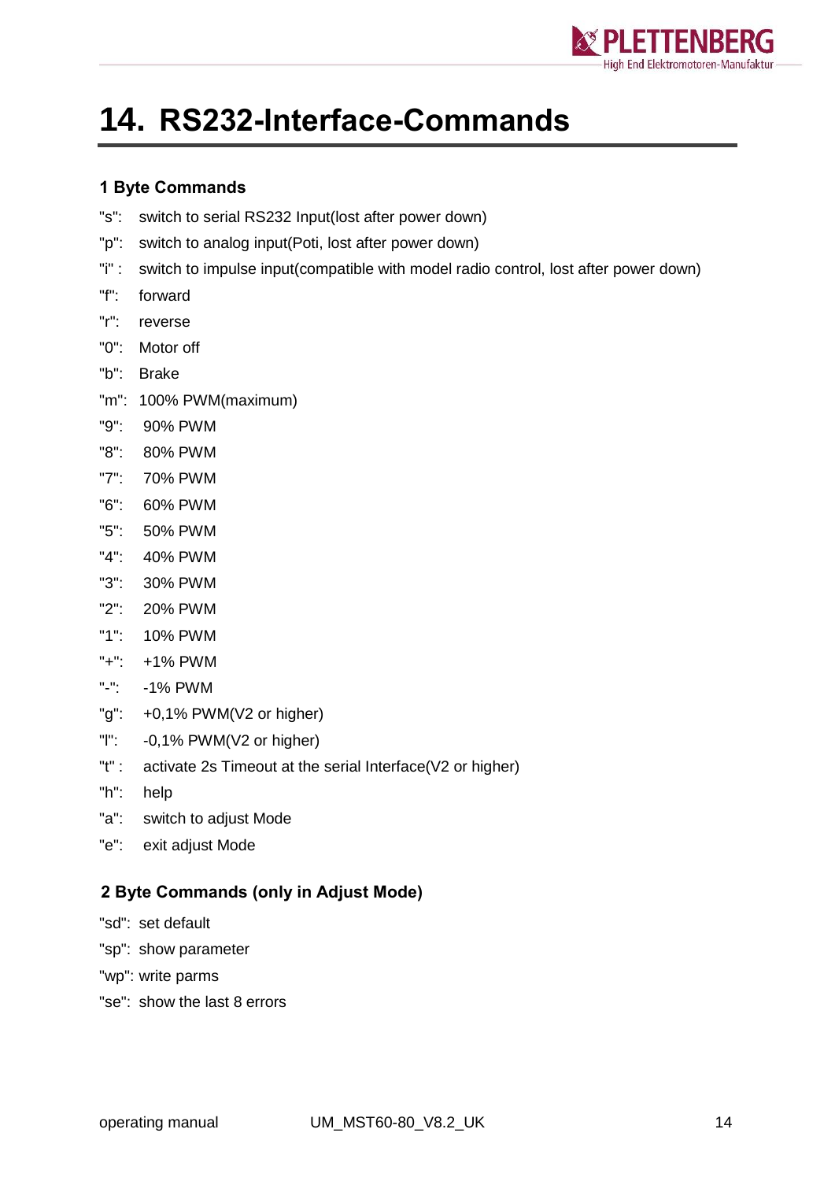# 14. RS232-Interface-Commands

### 1 Byte Commands

"s": switch to serial RS232 Input(lost after power down)

"p": switch to analog input(Poti, lost after power down)

"i" : switch to impulse input(compatible with model radio control, lost after power down)

"f": forward

"r": reverse

"0": Motor off

"b": Brake

"m": 100% PWM(maximum)

"9": 90% PWM

"8": 80% PWM

"7": 70% PWM

"6": 60% PWM

"5": 50% PWM

"4": 40% PWM

"3": 30% PWM

"2": 20% PWM

"1": 10% PWM

"+": +1% PWM

"-": -1% PWM

"g": +0,1% PWM(V2 or higher)

"l": -0,1% PWM(V2 or higher)

"t" : activate 2s Timeout at the serial Interface(V2 or higher)

"h": help

"a": switch to adjust Mode

"e": exit adjust Mode

### 2 Byte Commands (only in Adjust Mode)

"sd": set default

"sp": show parameter

"wp": write parms

"se": show the last 8 errors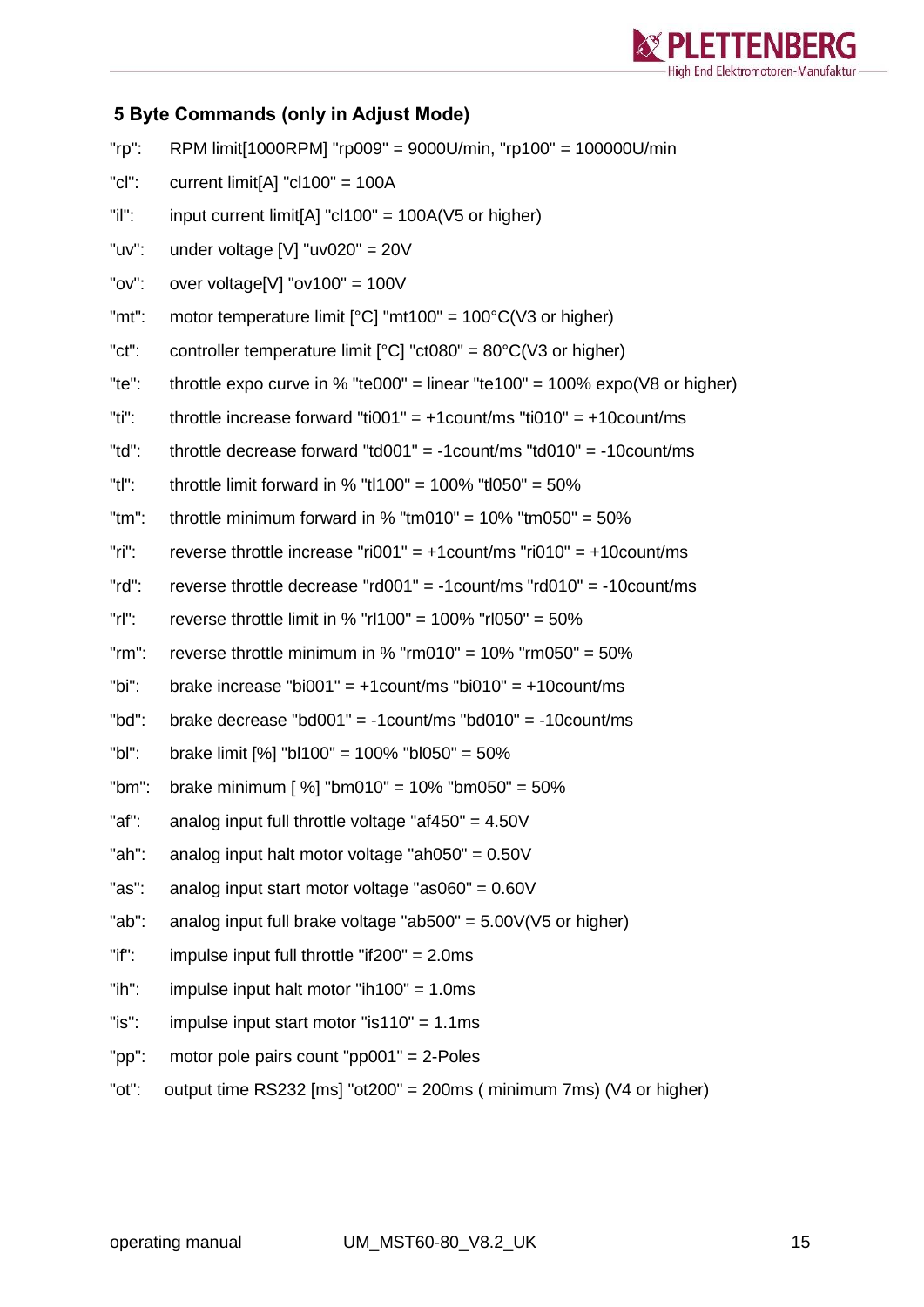### 5 Byte Commands (only in Adjust Mode)

"rp": RPM limit[1000RPM] "rp009" = 9000U/min, "rp100" = 100000U/min

"cl": current limit[A] "cl100" = 100A

"il": input current limit[A] "cl100" = 100A(V5 or higher)

"uv": under voltage [V] "uv020" = 20V

"ov": over voltage[V] "ov100" = 100V

"mt": motor temperature limit [°C] "mt100" = 100°C(V3 or higher)

"ct": controller temperature limit [°C] "ct080" = 80°C(V3 or higher)

"te": throttle expo curve in % "te000" = linear "te100" = 100% expo(V8 or higher)

"ti": throttle increase forward "ti001" = +1count/ms "ti010" = +10count/ms

"td": throttle decrease forward "td001" = -1count/ms "td010" = -10count/ms

"tl": throttle limit forward in % "tl100" = 100% "tl050" = 50%

"tm": throttle minimum forward in % "tm010" = 10% "tm050" = 50%

"ri": reverse throttle increase "ri001" = +1count/ms "ri010" = +10count/ms

"rd": reverse throttle decrease "rd001" = -1count/ms "rd010" = -10count/ms

"rl": reverse throttle limit in % "rl100" = 100% "rl050" = 50%

"rm": reverse throttle minimum in % "rm010" = 10% "rm050" = 50%

"bi": brake increase "bi001" = +1count/ms "bi010" = +10count/ms

"bd": brake decrease "bd001" = -1count/ms "bd010" = -10count/ms

"bl": brake limit [%] "bl100" = 100% "bl050" = 50%

"bm": brake minimum [ %] "bm010" = 10% "bm050" = 50%

"af": analog input full throttle voltage "af450" = 4.50V

"ah": analog input halt motor voltage "ah050" = 0.50V

"as": analog input start motor voltage "as060" = 0.60V

"ab": analog input full brake voltage "ab500" = 5.00V(V5 or higher)

"if": impulse input full throttle "if200" = 2.0ms

"ih": impulse input halt motor "ih100" = 1.0ms

"is": impulse input start motor "is110" = 1.1ms

"pp": motor pole pairs count "pp001" = 2-Poles

"ot": output time RS232 [ms] "ot200" = 200ms ( minimum 7ms) (V4 or higher)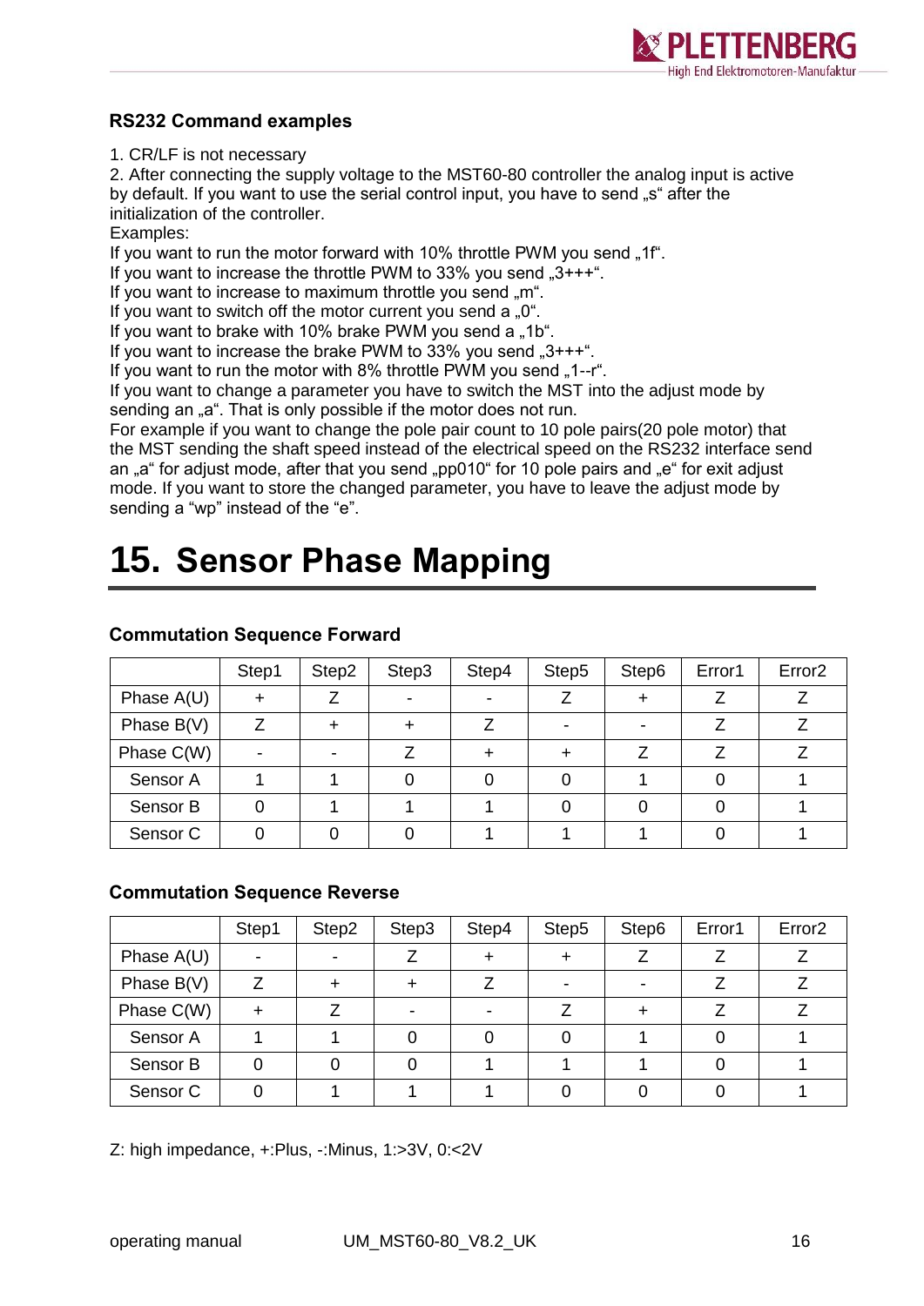### RS232 Command examples

1. CR/LF is not necessary
2. After connecting the supply voltage to the MST60-80 controller the analog input is active by default. If you want to use the serial control input, you have to send „s" after the initialization of the controller.

Examples:

If you want to run the motor forward with 10% throttle PWM you send „1f".
If you want to increase the throttle PWM to 33% you send „3+++".
If you want to increase to maximum throttle you send „m".
If you want to switch off the motor current you send a „0".
If you want to brake with 10% brake PWM you send a „1b".
If you want to increase the brake PWM to 33% you send „3+++".
If you want to run the motor with 8% throttle PWM you send „1--r".
If you want to change a parameter you have to switch the MST into the adjust mode by sending an „a". That is only possible if the motor does not run.
For example if you want to change the pole pair count to 10 pole pairs(20 pole motor) that the MST sending the shaft speed instead of the electrical speed on the RS232 interface send an „a" for adjust mode, after that you send „pp010" for 10 pole pairs and „e" for exit adjust mode. If you want to store the changed parameter, you have to leave the adjust mode by sending a “wp” instead of the “e”.

# 15. Sensor Phase Mapping

### Commutation Sequence Forward

| | Step1 | Step2 | Step3 | Step4 | Step5 | Step6 | Error1 | Error2 |
|---|---|---|---|---|---|---|---|---|
| Phase A(U) | + | Z | - | - | Z | + | Z | Z |
| Phase B(V) | Z | + | + | Z | - | - | Z | Z |
| Phase C(W) | - | - | Z | + | + | Z | Z | Z |
| Sensor A | 1 | 1 | 0 | 0 | 0 | 1 | 0 | 1 |
| Sensor B | 0 | 1 | 1 | 1 | 0 | 0 | 0 | 1 |
| Sensor C | 0 | 0 | 0 | 1 | 1 | 1 | 0 | 1 |

### Commutation Sequence Reverse

| | Step1 | Step2 | Step3 | Step4 | Step5 | Step6 | Error1 | Error2 |
|---|---|---|---|---|---|---|---|---|
| Phase A(U) | - | - | Z | + | + | Z | Z | Z |
| Phase B(V) | Z | + | + | Z | - | - | Z | Z |
| Phase C(W) | + | Z | - | - | Z | + | Z | Z |
| Sensor A | 1 | 1 | 0 | 0 | 0 | 1 | 0 | 1 |
| Sensor B | 0 | 0 | 0 | 1 | 1 | 1 | 0 | 1 |
| Sensor C | 0 | 1 | 1 | 1 | 0 | 0 | 0 | 1 |

Z: high impedance, +:Plus, -:Minus, 1:>3V, 0:<2V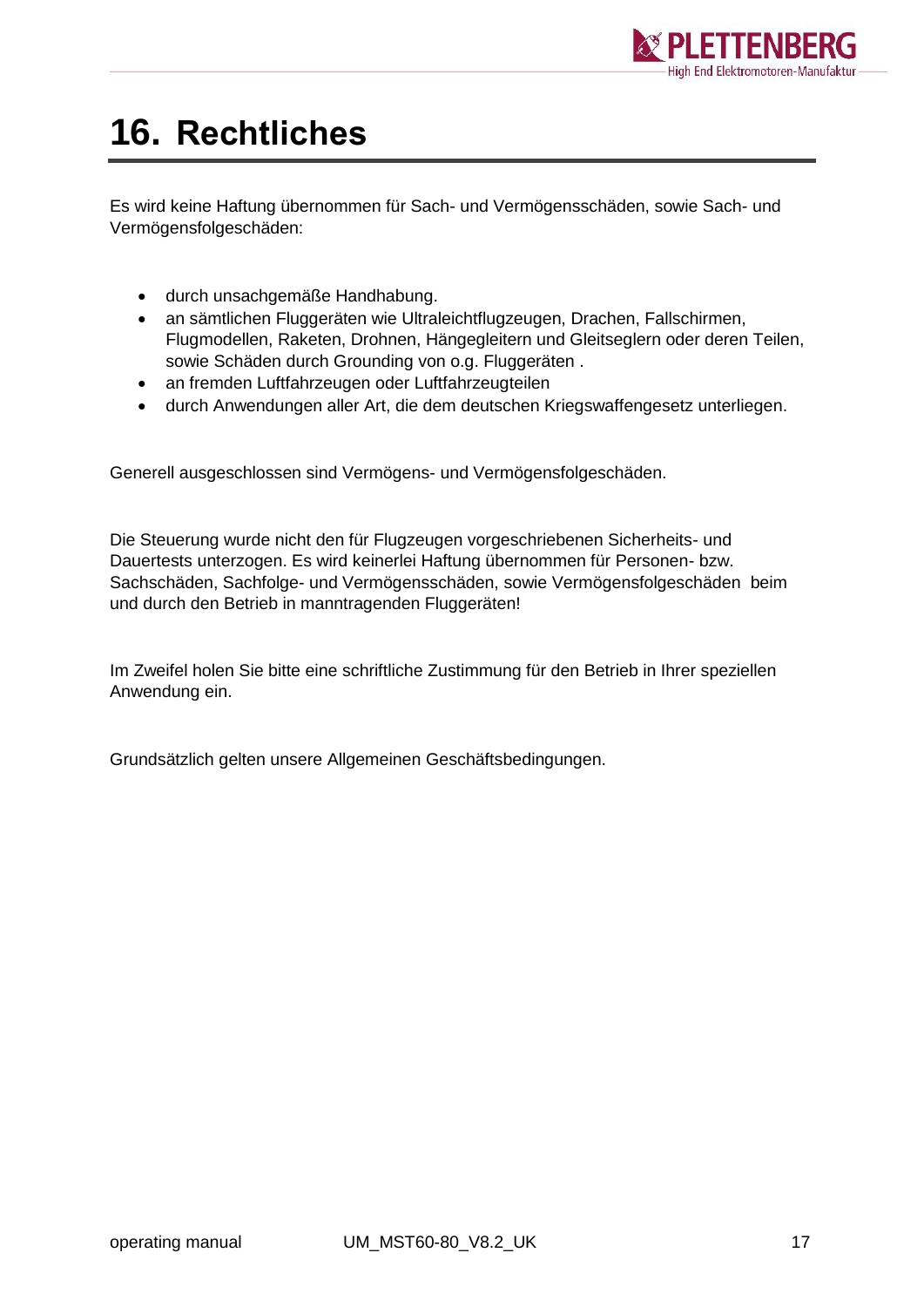# 16. Rechtliches

Es wird keine Haftung übernommen für Sach- und Vermögensschäden, sowie Sach- und Vermögensfolgeschäden:

- durch unsachgemäße Handhabung.
- an sämtlichen Fluggeräten wie Ultraleichtflugzeugen, Drachen, Fallschirmen, Flugmodellen, Raketen, Drohnen, Hängegleitern und Gleitseglern oder deren Teilen, sowie Schäden durch Grounding von o.g. Fluggeräten .
- an fremden Luftfahrzeugen oder Luftfahrzeugteilen
- durch Anwendungen aller Art, die dem deutschen Kriegswaffengesetz unterliegen.

Generell ausgeschlossen sind Vermögens- und Vermögensfolgeschäden.

Die Steuerung wurde nicht den für Flugzeugen vorgeschriebenen Sicherheits- und Dauertests unterzogen. Es wird keinerlei Haftung übernommen für Personen- bzw. Sachschäden, Sachfolge- und Vermögensschäden, sowie Vermögensfolgeschäden beim und durch den Betrieb in manntragenden Fluggeräten!

Im Zweifel holen Sie bitte eine schriftliche Zustimmung für den Betrieb in Ihrer speziellen Anwendung ein.

Grundsätzlich gelten unsere Allgemeinen Geschäftsbedingungen.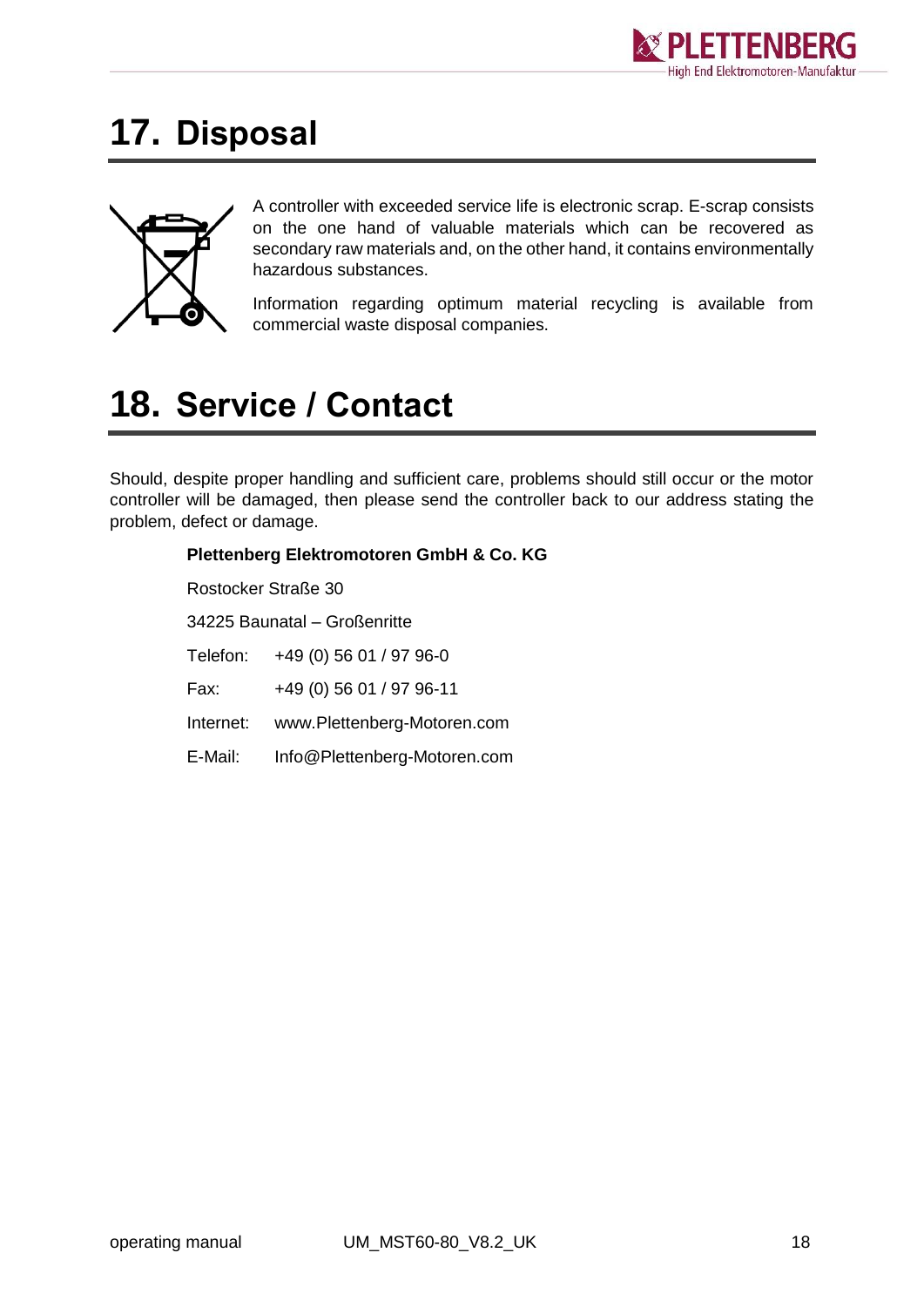# 17. Disposal

A controller with exceeded service life is electronic scrap. E-scrap consists on the one hand of valuable materials which can be recovered as secondary raw materials and, on the other hand, it contains environmentally hazardous substances.

Information regarding optimum material recycling is available from commercial waste disposal companies.

# 18. Service / Contact

Should, despite proper handling and sufficient care, problems should still occur or the motor controller will be damaged, then please send the controller back to our address stating the problem, defect or damage.

**Plettenberg Elektromotoren GmbH & Co. KG**

Rostocker Straße 30

34225 Baunatal – Großenritte

Telefon: +49 (0) 56 01 / 97 96-0

Fax: +49 (0) 56 01 / 97 96-11

Internet: www.Plettenberg-Motoren.com

E-Mail: Info@Plettenberg-Motoren.com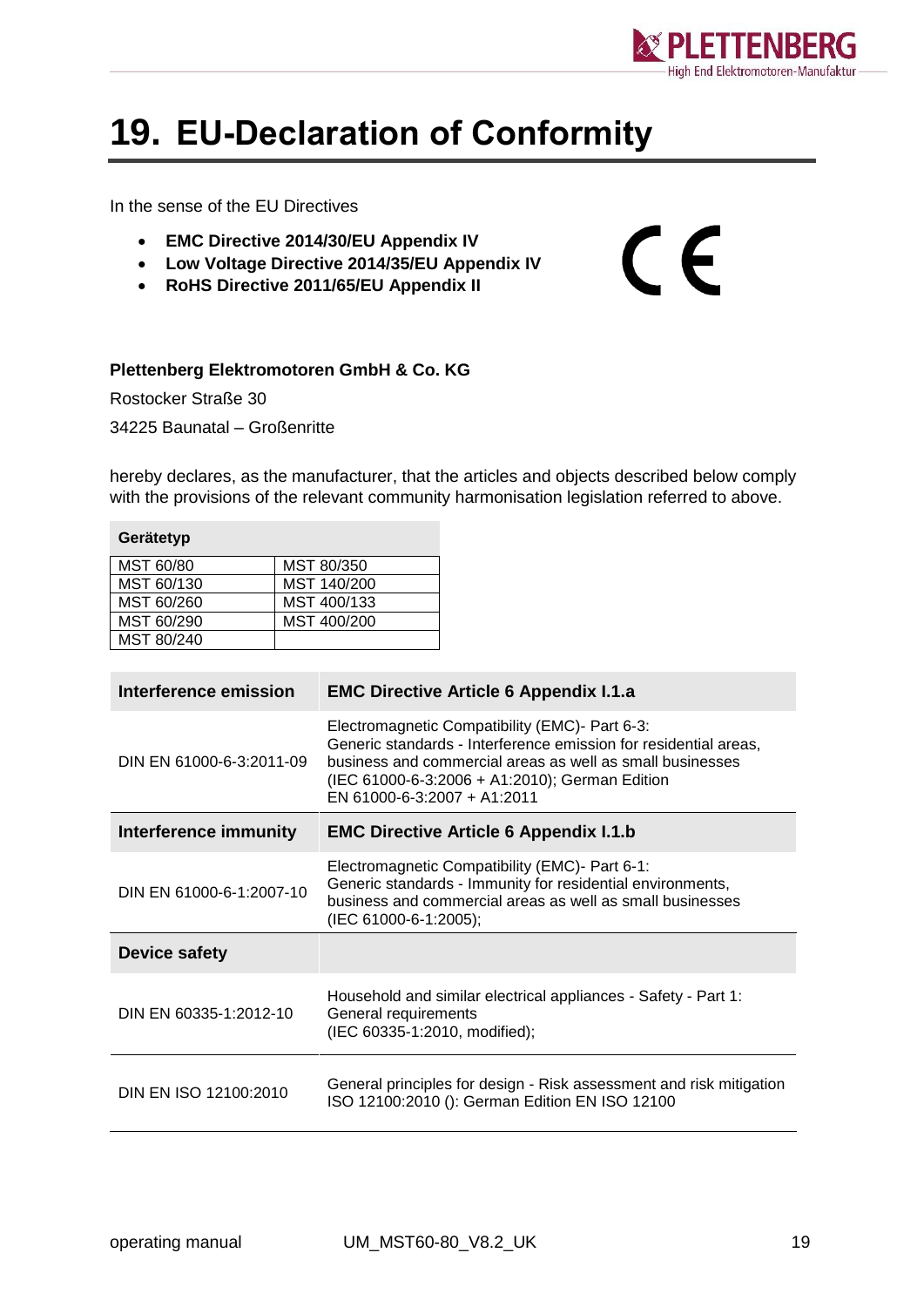# 19. EU-Declaration of Conformity

In the sense of the EU Directives

- **EMC Directive 2014/30/EU Appendix IV**
- **Low Voltage Directive 2014/35/EU Appendix IV**
- **RoHS Directive 2011/65/EU Appendix II**

**Plettenberg Elektromotoren GmbH & Co. KG**

Rostocker Straße 30

34225 Baunatal – Großenritte

hereby declares, as the manufacturer, that the articles and objects described below comply with the provisions of the relevant community harmonisation legislation referred to above.

| Gerätetyp | |
|---|---|
| MST 60/80 | MST 80/350 |
| MST 60/130 | MST 140/200 |
| MST 60/260 | MST 400/133 |
| MST 60/290 | MST 400/200 |
| MST 80/240 | |

| **Interference emission** | **EMC Directive Article 6 Appendix I.1.a** |
|---|---|
| DIN EN 61000-6-3:2011-09 | Electromagnetic Compatibility (EMC)- Part 6-3: Generic standards - Interference emission for residential areas, business and commercial areas as well as small businesses (IEC 61000-6-3:2006 + A1:2010); German Edition EN 61000-6-3:2007 + A1:2011 |
| **Interference immunity** | **EMC Directive Article 6 Appendix I.1.b** |
| DIN EN 61000-6-1:2007-10 | Electromagnetic Compatibility (EMC)- Part 6-1: Generic standards - Immunity for residential environments, business and commercial areas as well as small businesses (IEC 61000-6-1:2005); |
| **Device safety** | |
| DIN EN 60335-1:2012-10 | Household and similar electrical appliances - Safety - Part 1: General requirements (IEC 60335-1:2010, modified); |
| DIN EN ISO 12100:2010 | General principles for design - Risk assessment and risk mitigation ISO 12100:2010 (): German Edition EN ISO 12100 |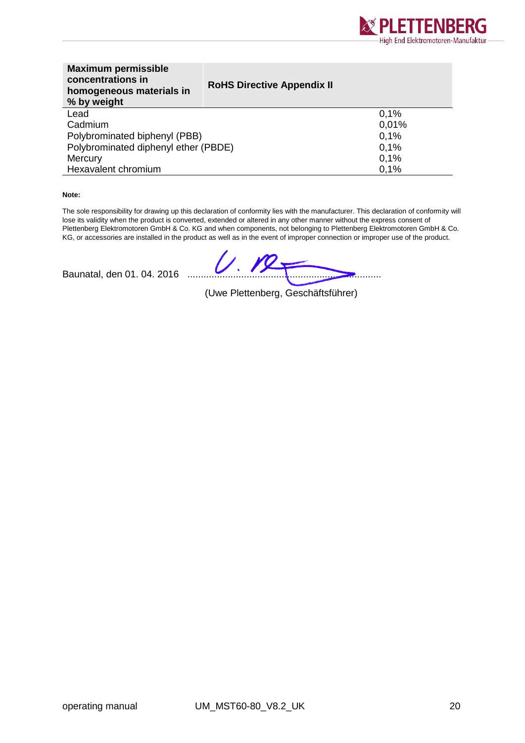| Maximum permissible concentrations in homogeneous materials in % by weight | RoHS Directive Appendix II | |
|---|---|---|
| Lead | | 0,1% |
| Cadmium | | 0,01% |
| Polybrominated biphenyl (PBB) | | 0,1% |
| Polybrominated diphenyl ether (PBDE) | | 0,1% |
| Mercury | | 0,1% |
| Hexavalent chromium | | 0,1% |

**Note:**

The sole responsibility for drawing up this declaration of conformity lies with the manufacturer. This declaration of conformity will lose its validity when the product is converted, extended or altered in any other manner without the express consent of Plettenberg Elektromotoren GmbH & Co. KG and when components, not belonging to Plettenberg Elektromotoren GmbH & Co. KG, or accessories are installed in the product as well as in the event of improper connection or improper use of the product.

Baunatal, den 01. 04. 2016 ......................................................................

(Uwe Plettenberg, Geschäftsführer)